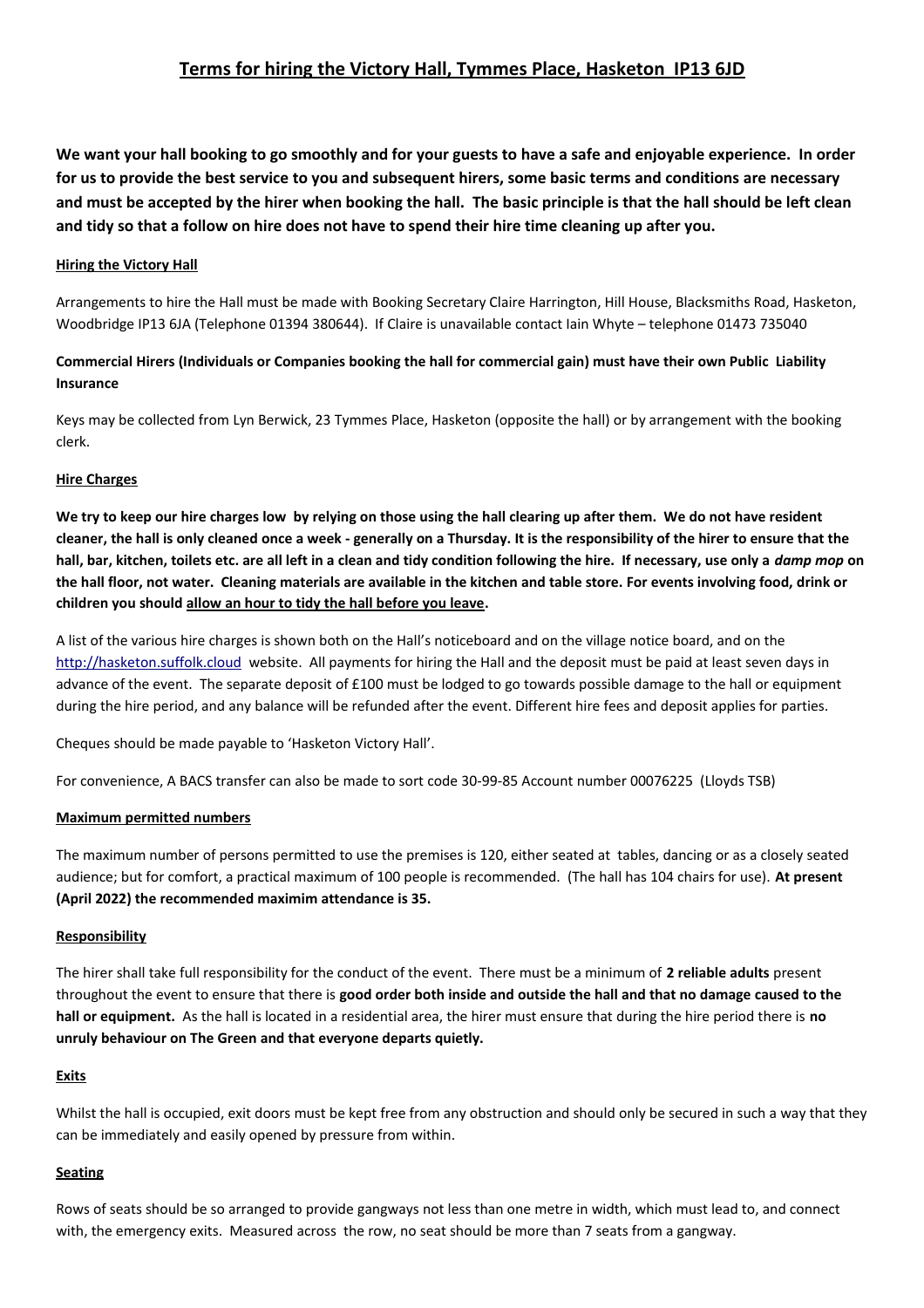# Terms for hiring the Victory Hall, Tymmes Place, Hasketon IP13 6JD

**We want your hall booking to go smoothly and for your guests to have a safe and enjoyable experience. In order for us to provide the best service to you and subsequent hirers, some basic terms and conditions are necessary and must be accepted by the hirer when booking the hall. The basic principle is that the hall should be left clean and tidy so that a follow on hire does not have to spend their hire time cleaning up after you.**

## Hiring the Victory Hall

Arrangements to hire the Hall must be made with Booking Secretary Claire Harrington, Hill House, Blacksmiths Road, Hasketon, Woodbridge IP13 6JA (Telephone 01394 380644). If Claire is unavailable contact Iain Whyte – telephone 01473 735040

**Commercial Hirers (Individuals or Companies booking the hall for commercial gain) must have their own Public Liability Insurance**

Keys may be collected from Lyn Berwick, 23 Tymmes Place, Hasketon (opposite the hall) or by arrangement with the booking clerk.

## Hire Charges

**We try to keep our hire charges low by relying on those using the hall clearing up after them. We do not have resident cleaner, the hall is only cleaned once a week - generally on a Thursday. It is the responsibility of the hirer to ensure that the hall, bar, kitchen, toilets etc. are all left in a clean and tidy condition following the hire. If necessary, use only a *damp mop* on the hall floor, not water. Cleaning materials are available in the kitchen and table store. For events involving food, drink or children you should allow an hour to tidy the hall before you leave.**

A list of the various hire charges is shown both on the Hall's noticeboard and on the village notice board, and on the http://hasketon.suffolk.cloud website. All payments for hiring the Hall and the deposit must be paid at least seven days in advance of the event. The separate deposit of £100 must be lodged to go towards possible damage to the hall or equipment during the hire period, and any balance will be refunded after the event. Different hire fees and deposit applies for parties.

Cheques should be made payable to 'Hasketon Victory Hall'.

For convenience, A BACS transfer can also be made to sort code 30-99-85 Account number 00076225 (Lloyds TSB)

## Maximum permitted numbers

The maximum number of persons permitted to use the premises is 120, either seated at tables, dancing or as a closely seated audience; but for comfort, a practical maximum of 100 people is recommended. (The hall has 104 chairs for use). **At present (April 2022) the recommended maximim attendance is 35.**

## Responsibility

The hirer shall take full responsibility for the conduct of the event. There must be a minimum of **2 reliable adults** present throughout the event to ensure that there is **good order both inside and outside the hall and that no damage caused to the hall or equipment.** As the hall is located in a residential area, the hirer must ensure that during the hire period there is **no unruly behaviour on The Green and that everyone departs quietly.**

## Exits

Whilst the hall is occupied, exit doors must be kept free from any obstruction and should only be secured in such a way that they can be immediately and easily opened by pressure from within.

## Seating

Rows of seats should be so arranged to provide gangways not less than one metre in width, which must lead to, and connect with, the emergency exits. Measured across the row, no seat should be more than 7 seats from a gangway.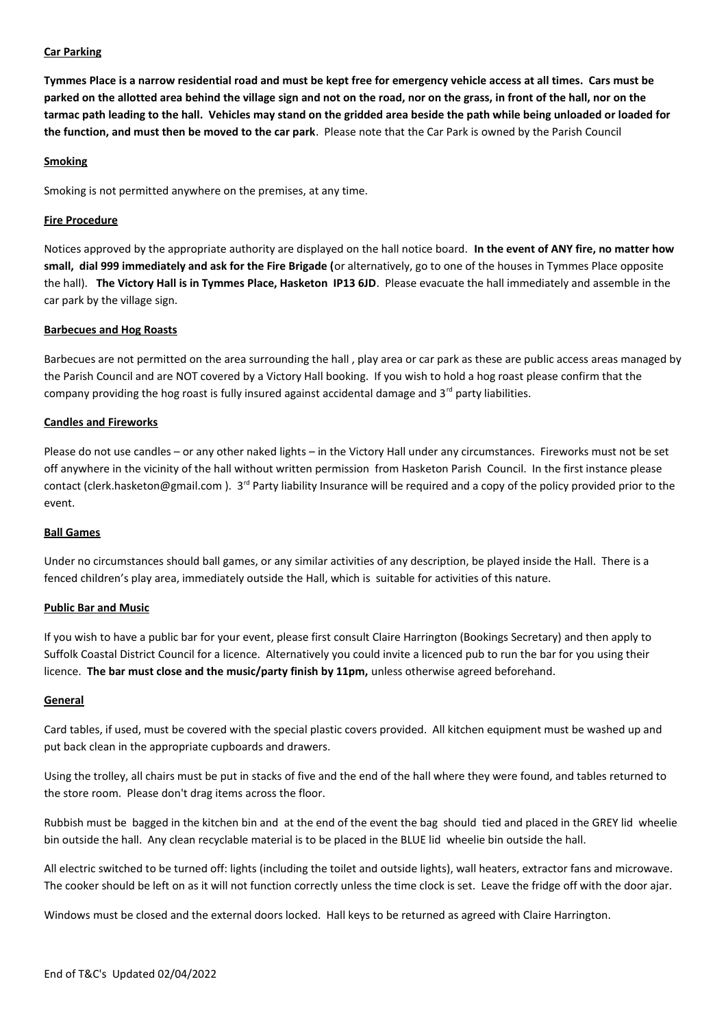**Car Parking**

**Tymmes Place is a narrow residential road and must be kept free for emergency vehicle access at all times. Cars must be parked on the allotted area behind the village sign and not on the road, nor on the grass, in front of the hall, nor on the tarmac path leading to the hall. Vehicles may stand on the gridded area beside the path while being unloaded or loaded for the function, and must then be moved to the car park**. Please note that the Car Park is owned by the Parish Council

**Smoking**

Smoking is not permitted anywhere on the premises, at any time.

**Fire Procedure**

Notices approved by the appropriate authority are displayed on the hall notice board. **In the event of ANY fire, no matter how small, dial 999 immediately and ask for the Fire Brigade (**or alternatively, go to one of the houses in Tymmes Place opposite the hall). **The Victory Hall is in Tymmes Place, Hasketon IP13 6JD**. Please evacuate the hall immediately and assemble in the car park by the village sign.

**Barbecues and Hog Roasts**

Barbecues are not permitted on the area surrounding the hall , play area or car park as these are public access areas managed by the Parish Council and are NOT covered by a Victory Hall booking. If you wish to hold a hog roast please confirm that the company providing the hog roast is fully insured against accidental damage and 3rd party liabilities.

**Candles and Fireworks**

Please do not use candles – or any other naked lights – in the Victory Hall under any circumstances. Fireworks must not be set off anywhere in the vicinity of the hall without written permission from Hasketon Parish Council. In the first instance please contact (clerk.hasketon@gmail.com ). 3rd Party liability Insurance will be required and a copy of the policy provided prior to the event.

**Ball Games**

Under no circumstances should ball games, or any similar activities of any description, be played inside the Hall. There is a fenced children's play area, immediately outside the Hall, which is suitable for activities of this nature.

**Public Bar and Music**

If you wish to have a public bar for your event, please first consult Claire Harrington (Bookings Secretary) and then apply to Suffolk Coastal District Council for a licence. Alternatively you could invite a licenced pub to run the bar for you using their licence. **The bar must close and the music/party finish by 11pm,** unless otherwise agreed beforehand.

**General**

Card tables, if used, must be covered with the special plastic covers provided. All kitchen equipment must be washed up and put back clean in the appropriate cupboards and drawers.

Using the trolley, all chairs must be put in stacks of five and the end of the hall where they were found, and tables returned to the store room. Please don't drag items across the floor.

Rubbish must be bagged in the kitchen bin and at the end of the event the bag should tied and placed in the GREY lid wheelie bin outside the hall. Any clean recyclable material is to be placed in the BLUE lid wheelie bin outside the hall.

All electric switched to be turned off: lights (including the toilet and outside lights), wall heaters, extractor fans and microwave. The cooker should be left on as it will not function correctly unless the time clock is set. Leave the fridge off with the door ajar.

Windows must be closed and the external doors locked. Hall keys to be returned as agreed with Claire Harrington.

End of T&C's Updated 02/04/2022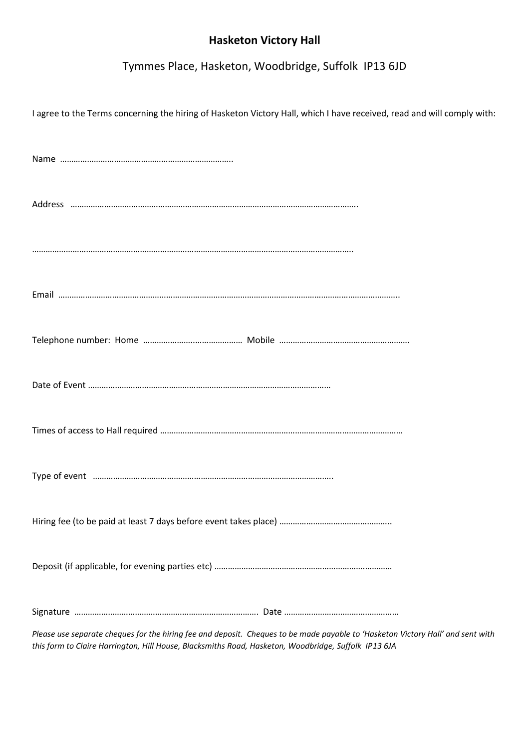**Hasketon Victory Hall**

Tymmes Place, Hasketon, Woodbridge, Suffolk IP13 6JD

I agree to the Terms concerning the hiring of Hasketon Victory Hall, which I have received, read and will comply with:

Name …………………………………………………………………..

Address ……………………………………………………………………………………………………………..

……………………………………………………………………………………………………………………………..

Email …………………………………………………………………………………………………………………………………..

Telephone number: Home …………………..………………… Mobile ………………………………………………….

Date of Event ………………………………………………………………………………………………

Times of access to Hall required ………………………………………………………………………………………………

Type of event ……………………………………………………………………………………………..

Hiring fee (to be paid at least 7 days before event takes place) …………………………………………..

Deposit (if applicable, for evening parties etc) …………………………………………………………….………

Signature ………………………………………………………………………. Date ……………………………………………

*Please use separate cheques for the hiring fee and deposit. Cheques to be made payable to 'Hasketon Victory Hall' and sent with this form to Claire Harrington, Hill House, Blacksmiths Road, Hasketon, Woodbridge, Suffolk IP13 6JA*